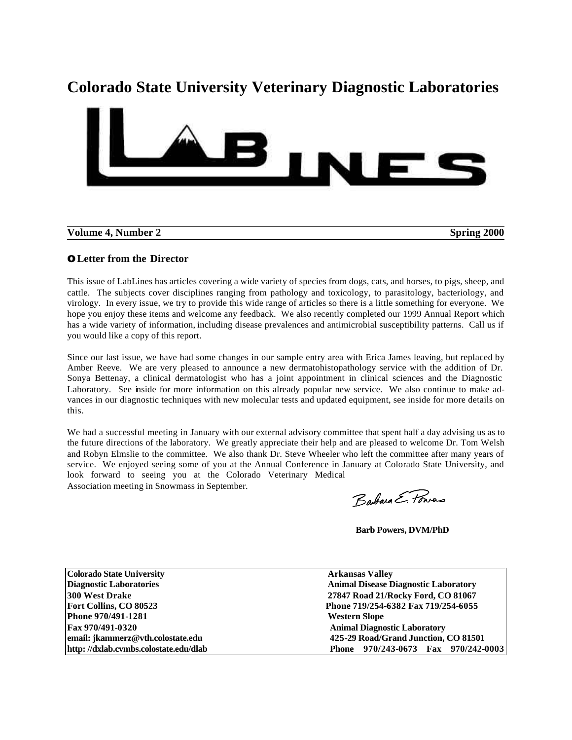# Colorado State University Veterinary Diagnostic Laboratories

# LABLINES

**Volume 4, Number 2** **Spring 2000**

## Letter from the Director

This issue of LabLines has articles covering a wide variety of species from dogs, cats, and horses, to pigs, sheep, and cattle. The subjects cover disciplines ranging from pathology and toxicology, to parasitology, bacteriology, and virology. In every issue, we try to provide this wide range of articles so there is a little something for everyone. We hope you enjoy these items and welcome any feedback. We also recently completed our 1999 Annual Report which has a wide variety of information, including disease prevalences and antimicrobial susceptibility patterns. Call us if you would like a copy of this report.

Since our last issue, we have had some changes in our sample entry area with Erica James leaving, but replaced by Amber Reeve. We are very pleased to announce a new dermatohistopathology service with the addition of Dr. Sonya Bettenay, a clinical dermatologist who has a joint appointment in clinical sciences and the Diagnostic Laboratory. See inside for more information on this already popular new service. We also continue to make advances in our diagnostic techniques with new molecular tests and updated equipment, see inside for more details on this.

We had a successful meeting in January with our external advisory committee that spent half a day advising us as to the future directions of the laboratory. We greatly appreciate their help and are pleased to welcome Dr. Tom Welsh and Robyn Elmslie to the committee. We also thank Dr. Steve Wheeler who left the committee after many years of service. We enjoyed seeing some of you at the Annual Conference in January at Colorado State University, and look forward to seeing you at the Colorado Veterinary Medical Association meeting in Snowmass in September.

Barbara E. Powers

**Barb Powers, DVM/PhD**

| | |
|---|---|
| **Colorado State University** | **Arkansas Valley** |
| **Diagnostic Laboratories** | **Animal Disease Diagnostic Laboratory** |
| **300 West Drake** | **27847 Road 21/Rocky Ford, CO 81067** |
| **Fort Collins, CO 80523** | **Phone 719/254-6382 Fax 719/254-6055** |
| **Phone 970/491-1281** | **Western Slope** |
| **Fax 970/491-0320** | **Animal Diagnostic Laboratory** |
| **email: jkammerz@vth.colostate.edu** | **425-29 Road/Grand Junction, CO 81501** |
| **http: //dxlab.cvmbs.colostate.edu/dlab** | **Phone 970/243-0673 Fax 970/242-0003** |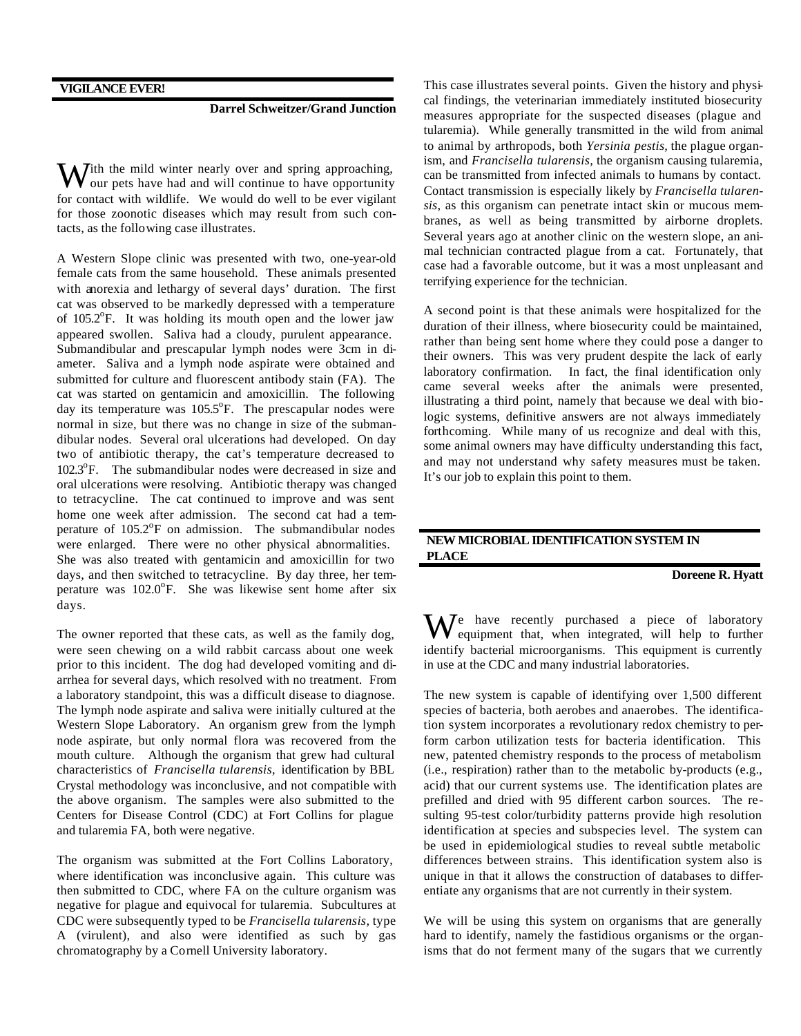## VIGILANCE EVER!

**Darrel Schweitzer/Grand Junction**

With the mild winter nearly over and spring approaching, our pets have had and will continue to have opportunity for contact with wildlife. We would do well to be ever vigilant for those zoonotic diseases which may result from such contacts, as the following case illustrates.

A Western Slope clinic was presented with two, one-year-old female cats from the same household. These animals presented with anorexia and lethargy of several days' duration. The first cat was observed to be markedly depressed with a temperature of 105.2°F. It was holding its mouth open and the lower jaw appeared swollen. Saliva had a cloudy, purulent appearance. Submandibular and prescapular lymph nodes were 3cm in diameter. Saliva and a lymph node aspirate were obtained and submitted for culture and fluorescent antibody stain (FA). The cat was started on gentamicin and amoxicillin. The following day its temperature was 105.5°F. The prescapular nodes were normal in size, but there was no change in size of the submandibular nodes. Several oral ulcerations had developed. On day two of antibiotic therapy, the cat's temperature decreased to 102.3°F. The submandibular nodes were decreased in size and oral ulcerations were resolving. Antibiotic therapy was changed to tetracycline. The cat continued to improve and was sent home one week after admission. The second cat had a temperature of 105.2°F on admission. The submandibular nodes were enlarged. There were no other physical abnormalities. She was also treated with gentamicin and amoxicillin for two days, and then switched to tetracycline. By day three, her temperature was 102.0°F. She was likewise sent home after six days.

The owner reported that these cats, as well as the family dog, were seen chewing on a wild rabbit carcass about one week prior to this incident. The dog had developed vomiting and diarrhea for several days, which resolved with no treatment. From a laboratory standpoint, this was a difficult disease to diagnose. The lymph node aspirate and saliva were initially cultured at the Western Slope Laboratory. An organism grew from the lymph node aspirate, but only normal flora was recovered from the mouth culture. Although the organism that grew had cultural characteristics of *Francisella tularensis*, identification by BBL Crystal methodology was inconclusive, and not compatible with the above organism. The samples were also submitted to the Centers for Disease Control (CDC) at Fort Collins for plague and tularemia FA, both were negative.

The organism was submitted at the Fort Collins Laboratory, where identification was inconclusive again. This culture was then submitted to CDC, where FA on the culture organism was negative for plague and equivocal for tularemia. Subcultures at CDC were subsequently typed to be *Francisella tularensis*, type A (virulent), and also were identified as such by gas chromatography by a Cornell University laboratory.

This case illustrates several points. Given the history and physical findings, the veterinarian immediately instituted biosecurity measures appropriate for the suspected diseases (plague and tularemia). While generally transmitted in the wild from animal to animal by arthropods, both *Yersinia pestis*, the plague organism, and *Francisella tularensis*, the organism causing tularemia, can be transmitted from infected animals to humans by contact. Contact transmission is especially likely by *Francisella tularensis*, as this organism can penetrate intact skin or mucous membranes, as well as being transmitted by airborne droplets. Several years ago at another clinic on the western slope, an animal technician contracted plague from a cat. Fortunately, that case had a favorable outcome, but it was a most unpleasant and terrifying experience for the technician.

A second point is that these animals were hospitalized for the duration of their illness, where biosecurity could be maintained, rather than being sent home where they could pose a danger to their owners. This was very prudent despite the lack of early laboratory confirmation. In fact, the final identification only came several weeks after the animals were presented, illustrating a third point, namely that because we deal with biologic systems, definitive answers are not always immediately forthcoming. While many of us recognize and deal with this, some animal owners may have difficulty understanding this fact, and may not understand why safety measures must be taken. It's our job to explain this point to them.

## NEW MICROBIAL IDENTIFICATION SYSTEM IN PLACE

**Doreene R. Hyatt**

We have recently purchased a piece of laboratory equipment that, when integrated, will help to further identify bacterial microorganisms. This equipment is currently in use at the CDC and many industrial laboratories.

The new system is capable of identifying over 1,500 different species of bacteria, both aerobes and anaerobes. The identification system incorporates a revolutionary redox chemistry to perform carbon utilization tests for bacteria identification. This new, patented chemistry responds to the process of metabolism (i.e., respiration) rather than to the metabolic by-products (e.g., acid) that our current systems use. The identification plates are prefilled and dried with 95 different carbon sources. The resulting 95-test color/turbidity patterns provide high resolution identification at species and subspecies level. The system can be used in epidemiological studies to reveal subtle metabolic differences between strains. This identification system also is unique in that it allows the construction of databases to differentiate any organisms that are not currently in their system.

We will be using this system on organisms that are generally hard to identify, namely the fastidious organisms or the organisms that do not ferment many of the sugars that we currently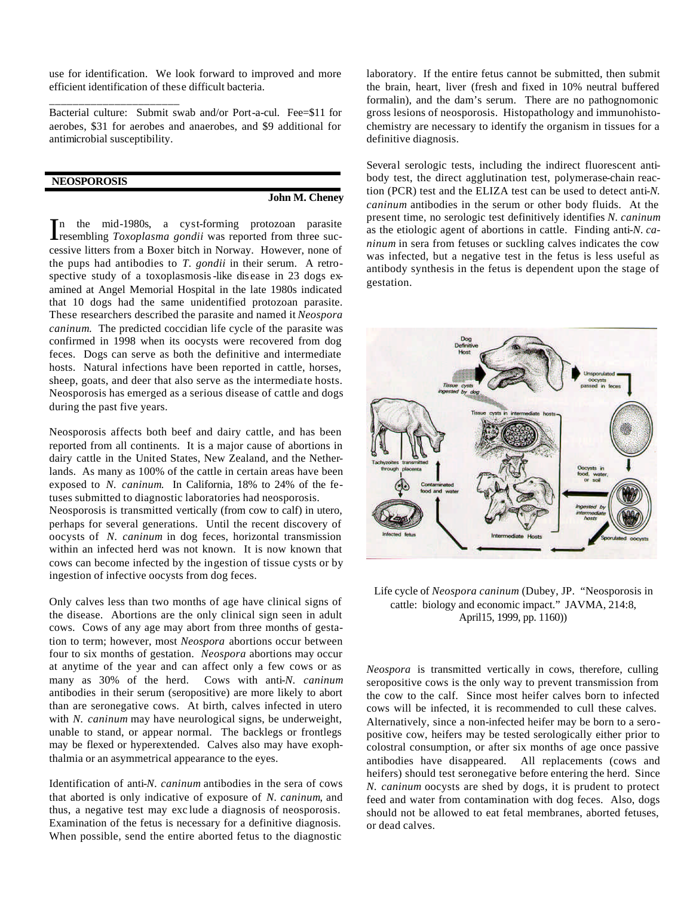use for identification. We look forward to improved and more efficient identification of these difficult bacteria.

\_\_\_\_\_\_\_\_\_\_\_\_\_\_\_\_\_\_\_\_\_\_\_\_

Bacterial culture: Submit swab and/or Port-a-cul. Fee=$11 for aerobes, $31 for aerobes and anaerobes, and $9 additional for antimicrobial susceptibility.

## NEOSPOROSIS

**John M. Cheney**

In the mid-1980s, a cyst-forming protozoan parasite resembling *Toxoplasma gondii* was reported from three successive litters from a Boxer bitch in Norway. However, none of the pups had antibodies to *T. gondii* in their serum. A retrospective study of a toxoplasmosis-like disease in 23 dogs examined at Angel Memorial Hospital in the late 1980s indicated that 10 dogs had the same unidentified protozoan parasite. These researchers described the parasite and named it *Neospora caninum*. The predicted coccidian life cycle of the parasite was confirmed in 1998 when its oocysts were recovered from dog feces. Dogs can serve as both the definitive and intermediate hosts. Natural infections have been reported in cattle, horses, sheep, goats, and deer that also serve as the intermediate hosts. Neosporosis has emerged as a serious disease of cattle and dogs during the past five years.

Neosporosis affects both beef and dairy cattle, and has been reported from all continents. It is a major cause of abortions in dairy cattle in the United States, New Zealand, and the Netherlands. As many as 100% of the cattle in certain areas have been exposed to *N. caninum*. In California, 18% to 24% of the fetuses submitted to diagnostic laboratories had neosporosis.

Neosporosis is transmitted vertically (from cow to calf) in utero, perhaps for several generations. Until the recent discovery of oocysts of *N. caninum* in dog feces, horizontal transmission within an infected herd was not known. It is now known that cows can become infected by the ingestion of tissue cysts or by ingestion of infective oocysts from dog feces.

Only calves less than two months of age have clinical signs of the disease. Abortions are the only clinical sign seen in adult cows. Cows of any age may abort from three months of gestation to term; however, most *Neospora* abortions occur between four to six months of gestation. *Neospora* abortions may occur at anytime of the year and can affect only a few cows or as many as 30% of the herd. Cows with anti-*N. caninum* antibodies in their serum (seropositive) are more likely to abort than are seronegative cows. At birth, calves infected in utero with *N. caninum* may have neurological signs, be underweight, unable to stand, or appear normal. The backlegs or frontlegs may be flexed or hyperextended. Calves also may have exophthalmia or an asymmetrical appearance to the eyes.

Identification of anti-*N. caninum* antibodies in the sera of cows that aborted is only indicative of exposure of *N. caninum*, and thus, a negative test may exclude a diagnosis of neosporosis. Examination of the fetus is necessary for a definitive diagnosis. When possible, send the entire aborted fetus to the diagnostic laboratory. If the entire fetus cannot be submitted, then submit the brain, heart, liver (fresh and fixed in 10% neutral buffered formalin), and the dam's serum. There are no pathognomonic gross lesions of neosporosis. Histopathology and immunohistochemistry are necessary to identify the organism in tissues for a definitive diagnosis.

Several serologic tests, including the indirect fluorescent antibody test, the direct agglutination test, polymerase-chain reaction (PCR) test and the ELIZA test can be used to detect anti-*N. caninum* antibodies in the serum or other body fluids. At the present time, no serologic test definitively identifies *N. caninum* as the etiologic agent of abortions in cattle. Finding anti-*N. caninum* in sera from fetuses or suckling calves indicates the cow was infected, but a negative test in the fetus is less useful as antibody synthesis in the fetus is dependent upon the stage of gestation.

Life cycle of *Neospora caninum* (Dubey, JP. "Neosporosis in cattle: biology and economic impact." JAVMA, 214:8, April15, 1999, pp. 1160))

*Neospora* is transmitted vertically in cows, therefore, culling seropositive cows is the only way to prevent transmission from the cow to the calf. Since most heifer calves born to infected cows will be infected, it is recommended to cull these calves. Alternatively, since a non-infected heifer may be born to a seropositive cow, heifers may be tested serologically either prior to colostral consumption, or after six months of age once passive antibodies have disappeared. All replacements (cows and heifers) should test seronegative before entering the herd. Since *N. caninum* oocysts are shed by dogs, it is prudent to protect feed and water from contamination with dog feces. Also, dogs should not be allowed to eat fetal membranes, aborted fetuses, or dead calves.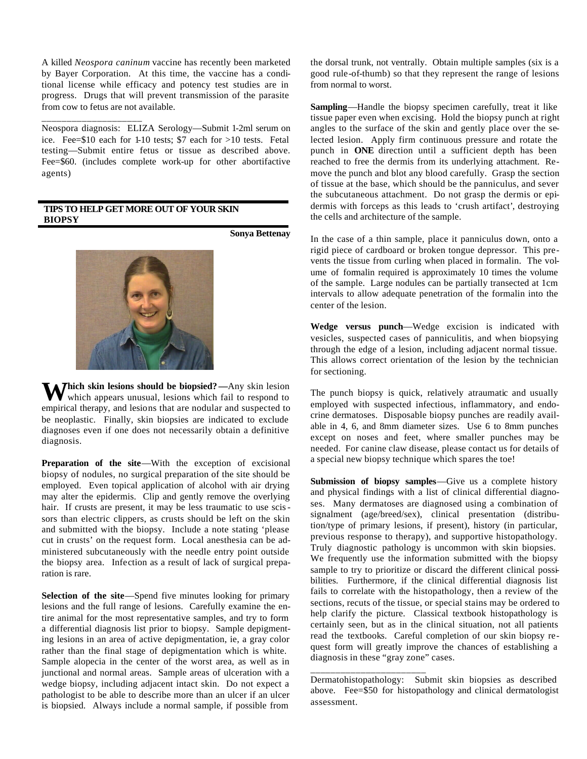A killed *Neospora caninum* vaccine has recently been marketed by Bayer Corporation. At this time, the vaccine has a conditional license while efficacy and potency test studies are in progress. Drugs that will prevent transmission of the parasite from cow to fetus are not available.

---

Neospora diagnosis: ELIZA Serology—Submit 1-2ml serum on ice. Fee=$10 each for 1-10 tests; $7 each for >10 tests. Fetal testing—Submit entire fetus or tissue as described above. Fee=$60. (includes complete work-up for other abortifactive agents)

## TIPS TO HELP GET MORE OUT OF YOUR SKIN BIOPSY

**Sonya Bettenay**

**Which skin lesions should be biopsied?**—Any skin lesion which appears unusual, lesions which fail to respond to empirical therapy, and lesions that are nodular and suspected to be neoplastic. Finally, skin biopsies are indicated to exclude diagnoses even if one does not necessarily obtain a definitive diagnosis.

**Preparation of the site**—With the exception of excisional biopsy of nodules, no surgical preparation of the site should be employed. Even topical application of alcohol with air drying may alter the epidermis. Clip and gently remove the overlying hair. If crusts are present, it may be less traumatic to use scissors than electric clippers, as crusts should be left on the skin and submitted with the biopsy. Include a note stating 'please cut in crusts' on the request form. Local anesthesia can be administered subcutaneously with the needle entry point outside the biopsy area. Infection as a result of lack of surgical preparation is rare.

**Selection of the site**—Spend five minutes looking for primary lesions and the full range of lesions. Carefully examine the entire animal for the most representative samples, and try to form a differential diagnosis list prior to biopsy. Sample depigmenting lesions in an area of active depigmentation, ie, a gray color rather than the final stage of depigmentation which is white. Sample alopecia in the center of the worst area, as well as in junctional and normal areas. Sample areas of ulceration with a wedge biopsy, including adjacent intact skin. Do not expect a pathologist to be able to describe more than an ulcer if an ulcer is biopsied. Always include a normal sample, if possible from the dorsal trunk, not ventrally. Obtain multiple samples (six is a good rule-of-thumb) so that they represent the range of lesions from normal to worst.

**Sampling**—Handle the biopsy specimen carefully, treat it like tissue paper even when excising. Hold the biopsy punch at right angles to the surface of the skin and gently place over the selected lesion. Apply firm continuous pressure and rotate the punch in **ONE** direction until a sufficient depth has been reached to free the dermis from its underlying attachment. Remove the punch and blot any blood carefully. Grasp the section of tissue at the base, which should be the panniculus, and sever the subcutaneous attachment. Do not grasp the dermis or epidermis with forceps as this leads to 'crush artifact', destroying the cells and architecture of the sample.

In the case of a thin sample, place it panniculus down, onto a rigid piece of cardboard or broken tongue depressor. This prevents the tissue from curling when placed in formalin. The volume of fomalin required is approximately 10 times the volume of the sample. Large nodules can be partially transected at 1cm intervals to allow adequate penetration of the formalin into the center of the lesion.

**Wedge versus punch**—Wedge excision is indicated with vesicles, suspected cases of panniculitis, and when biopsying through the edge of a lesion, including adjacent normal tissue. This allows correct orientation of the lesion by the technician for sectioning.

The punch biopsy is quick, relatively atraumatic and usually employed with suspected infectious, inflammatory, and endocrine dermatoses. Disposable biopsy punches are readily available in 4, 6, and 8mm diameter sizes. Use 6 to 8mm punches except on noses and feet, where smaller punches may be needed. For canine claw disease, please contact us for details of a special new biopsy technique which spares the toe!

**Submission of biopsy samples**—Give us a complete history and physical findings with a list of clinical differential diagnoses. Many dermatoses are diagnosed using a combination of signalment (age/breed/sex), clinical presentation (distribution/type of primary lesions, if present), history (in particular, previous response to therapy), and supportive histopathology. Truly diagnostic pathology is uncommon with skin biopsies. We frequently use the information submitted with the biopsy sample to try to prioritize or discard the different clinical possibilities. Furthermore, if the clinical differential diagnosis list fails to correlate with the histopathology, then a review of the sections, recuts of the tissue, or special stains may be ordered to help clarify the picture. Classical textbook histopathology is certainly seen, but as in the clinical situation, not all patients read the textbooks. Careful completion of our skin biopsy request form will greatly improve the chances of establishing a diagnosis in these "gray zone" cases.

---

Dermatohistopathology: Submit skin biopsies as described above. Fee=$50 for histopathology and clinical dermatologist assessment.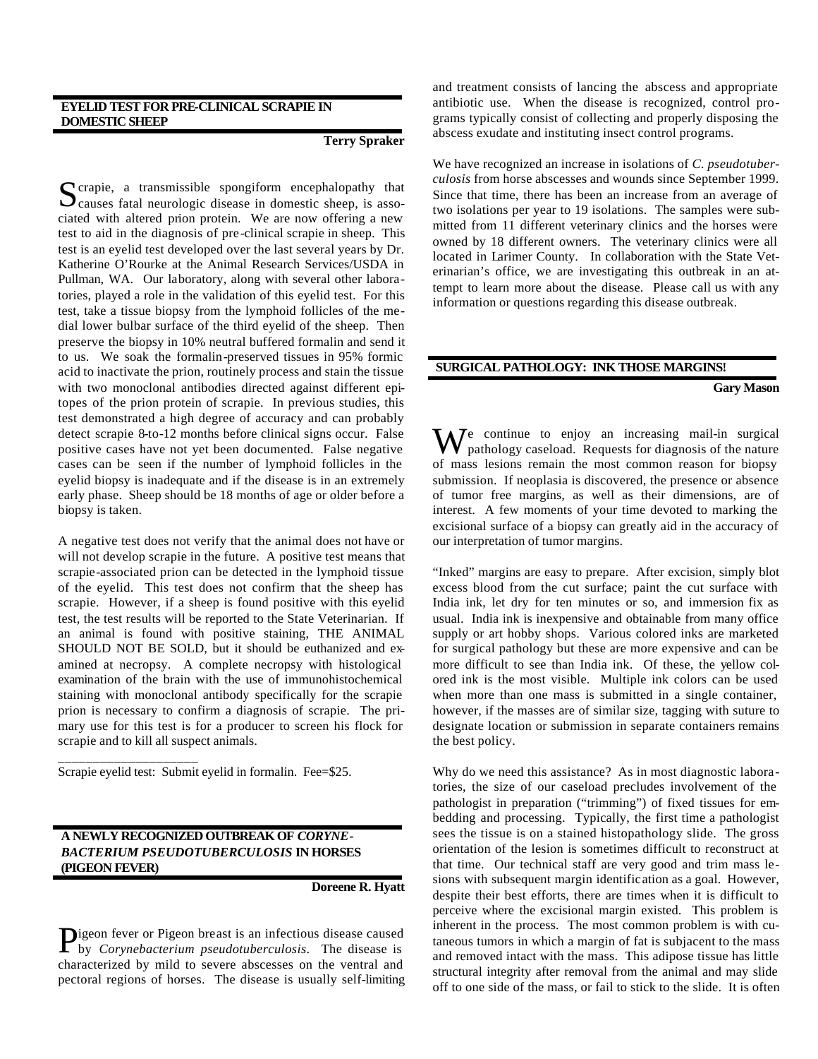## EYELID TEST FOR PRE-CLINICAL SCRAPIE IN DOMESTIC SHEEP

**Terry Spraker**

Scrapie, a transmissible spongiform encephalopathy that causes fatal neurologic disease in domestic sheep, is associated with altered prion protein. We are now offering a new test to aid in the diagnosis of pre-clinical scrapie in sheep. This test is an eyelid test developed over the last several years by Dr. Katherine O'Rourke at the Animal Research Services/USDA in Pullman, WA. Our laboratory, along with several other laboratories, played a role in the validation of this eyelid test. For this test, take a tissue biopsy from the lymphoid follicles of the medial lower bulbar surface of the third eyelid of the sheep. Then preserve the biopsy in 10% neutral buffered formalin and send it to us. We soak the formalin-preserved tissues in 95% formic acid to inactivate the prion, routinely process and stain the tissue with two monoclonal antibodies directed against different epitopes of the prion protein of scrapie. In previous studies, this test demonstrated a high degree of accuracy and can probably detect scrapie 8-to-12 months before clinical signs occur. False positive cases have not yet been documented. False negative cases can be seen if the number of lymphoid follicles in the eyelid biopsy is inadequate and if the disease is in an extremely early phase. Sheep should be 18 months of age or older before a biopsy is taken.

A negative test does not verify that the animal does not have or will not develop scrapie in the future. A positive test means that scrapie-associated prion can be detected in the lymphoid tissue of the eyelid. This test does not confirm that the sheep has scrapie. However, if a sheep is found positive with this eyelid test, the test results will be reported to the State Veterinarian. If an animal is found with positive staining, THE ANIMAL SHOULD NOT BE SOLD, but it should be euthanized and examined at necropsy. A complete necropsy with histological examination of the brain with the use of immunohistochemical staining with monoclonal antibody specifically for the scrapie prion is necessary to confirm a diagnosis of scrapie. The primary use for this test is for a producer to screen his flock for scrapie and to kill all suspect animals.

---

Scrapie eyelid test: Submit eyelid in formalin. Fee=$25.

## A NEWLY RECOGNIZED OUTBREAK OF *CORYNEBACTERIUM PSEUDOTUBERCULOSIS* IN HORSES (PIGEON FEVER)

**Doreene R. Hyatt**

Pigeon fever or Pigeon breast is an infectious disease caused by *Corynebacterium pseudotuberculosis*. The disease is characterized by mild to severe abscesses on the ventral and pectoral regions of horses. The disease is usually self-limiting and treatment consists of lancing the abscess and appropriate antibiotic use. When the disease is recognized, control programs typically consist of collecting and properly disposing the abscess exudate and instituting insect control programs.

We have recognized an increase in isolations of *C. pseudotuberculosis* from horse abscesses and wounds since September 1999. Since that time, there has been an increase from an average of two isolations per year to 19 isolations. The samples were submitted from 11 different veterinary clinics and the horses were owned by 18 different owners. The veterinary clinics were all located in Larimer County. In collaboration with the State Veterinarian's office, we are investigating this outbreak in an attempt to learn more about the disease. Please call us with any information or questions regarding this disease outbreak.

## SURGICAL PATHOLOGY: INK THOSE MARGINS!

**Gary Mason**

We continue to enjoy an increasing mail-in surgical pathology caseload. Requests for diagnosis of the nature of mass lesions remain the most common reason for biopsy submission. If neoplasia is discovered, the presence or absence of tumor free margins, as well as their dimensions, are of interest. A few moments of your time devoted to marking the excisional surface of a biopsy can greatly aid in the accuracy of our interpretation of tumor margins.

"Inked" margins are easy to prepare. After excision, simply blot excess blood from the cut surface; paint the cut surface with India ink, let dry for ten minutes or so, and immersion fix as usual. India ink is inexpensive and obtainable from many office supply or art hobby shops. Various colored inks are marketed for surgical pathology but these are more expensive and can be more difficult to see than India ink. Of these, the yellow colored ink is the most visible. Multiple ink colors can be used when more than one mass is submitted in a single container, however, if the masses are of similar size, tagging with suture to designate location or submission in separate containers remains the best policy.

Why do we need this assistance? As in most diagnostic laboratories, the size of our caseload precludes involvement of the pathologist in preparation ("trimming") of fixed tissues for embedding and processing. Typically, the first time a pathologist sees the tissue is on a stained histopathology slide. The gross orientation of the lesion is sometimes difficult to reconstruct at that time. Our technical staff are very good and trim mass lesions with subsequent margin identification as a goal. However, despite their best efforts, there are times when it is difficult to perceive where the excisional margin existed. This problem is inherent in the process. The most common problem is with cutaneous tumors in which a margin of fat is subjacent to the mass and removed intact with the mass. This adipose tissue has little structural integrity after removal from the animal and may slide off to one side of the mass, or fail to stick to the slide. It is often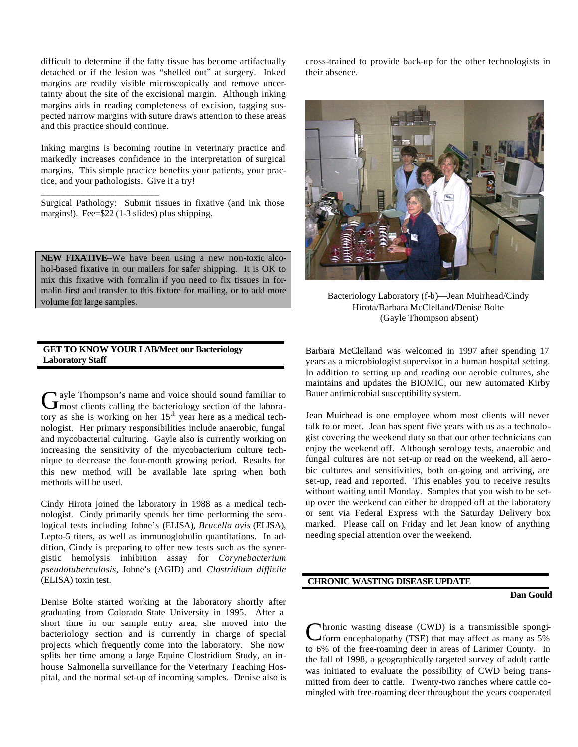difficult to determine if the fatty tissue has become artifactually detached or if the lesion was "shelled out" at surgery. Inked margins are readily visible microscopically and remove uncertainty about the site of the excisional margin. Although inking margins aids in reading completeness of excision, tagging suspected narrow margins with suture draws attention to these areas and this practice should continue.

Inking margins is becoming routine in veterinary practice and markedly increases confidence in the interpretation of surgical margins. This simple practice benefits your patients, your practice, and your pathologists. Give it a try!

---

Surgical Pathology: Submit tissues in fixative (and ink those margins!). Fee=$22 (1-3 slides) plus shipping.

**NEW FIXATIVE**--We have been using a new non-toxic alcohol-based fixative in our mailers for safer shipping. It is OK to mix this fixative with formalin if you need to fix tissues in formalin first and transfer to this fixture for mailing, or to add more volume for large samples.

## GET TO KNOW YOUR LAB/Meet our Bacteriology Laboratory Staff

Gayle Thompson's name and voice should sound familiar to most clients calling the bacteriology section of the laboratory as she is working on her 15th year here as a medical technologist. Her primary responsibilities include anaerobic, fungal and mycobacterial culturing. Gayle also is currently working on increasing the sensitivity of the mycobacterium culture technique to decrease the four-month growing period. Results for this new method will be available late spring when both methods will be used.

Cindy Hirota joined the laboratory in 1988 as a medical technologist. Cindy primarily spends her time performing the serological tests including Johne's (ELISA), *Brucella ovis* (ELISA), Lepto-5 titers, as well as immunoglobulin quantitations. In addition, Cindy is preparing to offer new tests such as the synergistic hemolysis inhibition assay for *Corynebacterium pseudotuberculosis*, Johne's (AGID) and *Clostridium difficile* (ELISA) toxin test.

Denise Bolte started working at the laboratory shortly after graduating from Colorado State University in 1995. After a short time in our sample entry area, she moved into the bacteriology section and is currently in charge of special projects which frequently come into the laboratory. She now splits her time among a large Equine Clostridium Study, an in-house Salmonella surveillance for the Veterinary Teaching Hospital, and the normal set-up of incoming samples. Denise also is cross-trained to provide back-up for the other technologists in their absence.

Bacteriology Laboratory (f-b)—Jean Muirhead/Cindy Hirota/Barbara McClelland/Denise Bolte (Gayle Thompson absent)

Barbara McClelland was welcomed in 1997 after spending 17 years as a microbiologist supervisor in a human hospital setting. In addition to setting up and reading our aerobic cultures, she maintains and updates the BIOMIC, our new automated Kirby Bauer antimicrobial susceptibility system.

Jean Muirhead is one employee whom most clients will never talk to or meet. Jean has spent five years with us as a technologist covering the weekend duty so that our other technicians can enjoy the weekend off. Although serology tests, anaerobic and fungal cultures are not set-up or read on the weekend, all aerobic cultures and sensitivities, both on-going and arriving, are set-up, read and reported. This enables you to receive results without waiting until Monday. Samples that you wish to be set-up over the weekend can either be dropped off at the laboratory or sent via Federal Express with the Saturday Delivery box marked. Please call on Friday and let Jean know of anything needing special attention over the weekend.

## CHRONIC WASTING DISEASE UPDATE

**Dan Gould**

Chronic wasting disease (CWD) is a transmissible spongiform encephalopathy (TSE) that may affect as many as 5% to 6% of the free-roaming deer in areas of Larimer County. In the fall of 1998, a geographically targeted survey of adult cattle was initiated to evaluate the possibility of CWD being transmitted from deer to cattle. Twenty-two ranches where cattle comingled with free-roaming deer throughout the years cooperated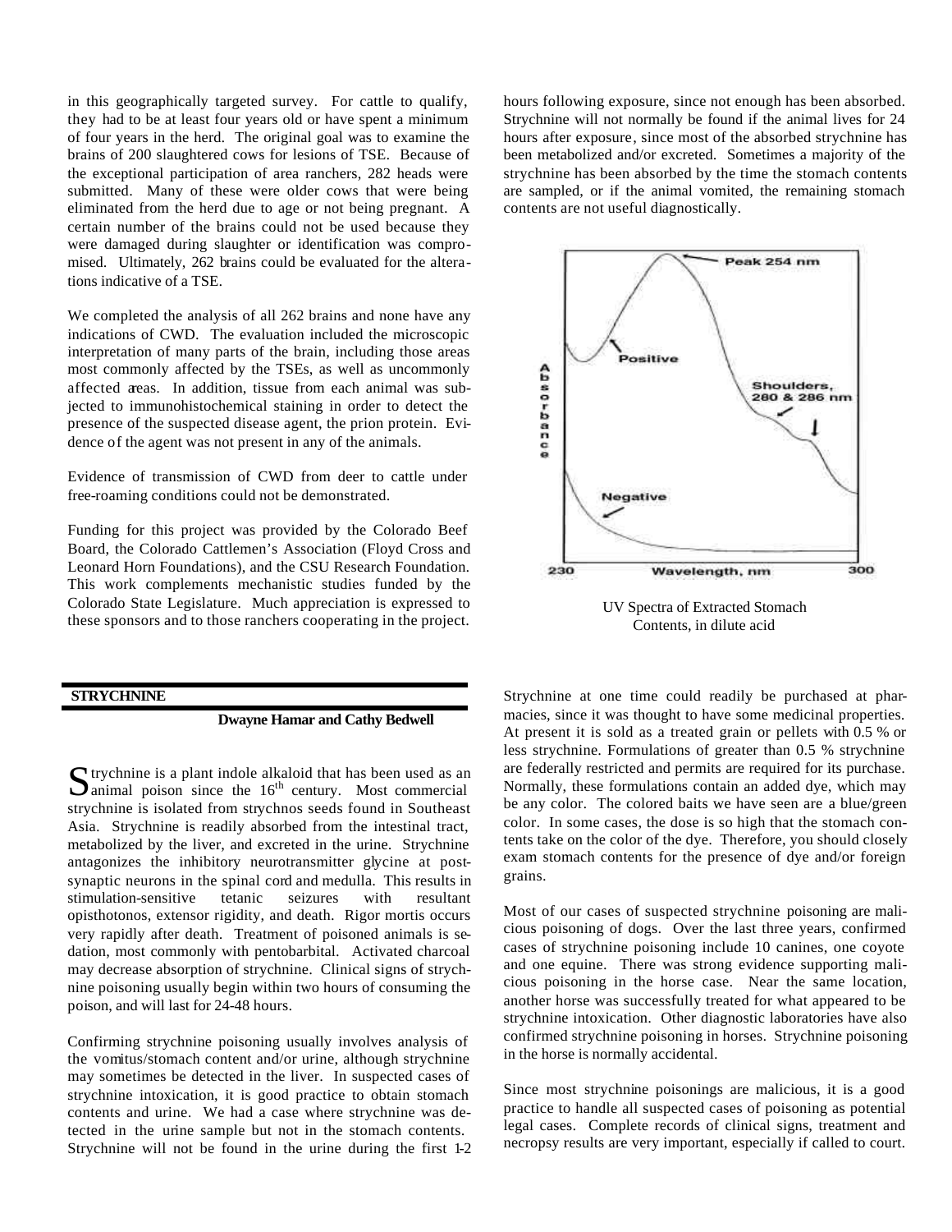in this geographically targeted survey. For cattle to qualify, they had to be at least four years old or have spent a minimum of four years in the herd. The original goal was to examine the brains of 200 slaughtered cows for lesions of TSE. Because of the exceptional participation of area ranchers, 282 heads were submitted. Many of these were older cows that were being eliminated from the herd due to age or not being pregnant. A certain number of the brains could not be used because they were damaged during slaughter or identification was compromised. Ultimately, 262 brains could be evaluated for the alterations indicative of a TSE.

We completed the analysis of all 262 brains and none have any indications of CWD. The evaluation included the microscopic interpretation of many parts of the brain, including those areas most commonly affected by the TSEs, as well as uncommonly affected areas. In addition, tissue from each animal was subjected to immunohistochemical staining in order to detect the presence of the suspected disease agent, the prion protein. Evidence of the agent was not present in any of the animals.

Evidence of transmission of CWD from deer to cattle under free-roaming conditions could not be demonstrated.

Funding for this project was provided by the Colorado Beef Board, the Colorado Cattlemen's Association (Floyd Cross and Leonard Horn Foundations), and the CSU Research Foundation. This work complements mechanistic studies funded by the Colorado State Legislature. Much appreciation is expressed to these sponsors and to those ranchers cooperating in the project.

## STRYCHNINE

**Dwayne Hamar and Cathy Bedwell**

Strychnine is a plant indole alkaloid that has been used as an animal poison since the 16th century. Most commercial strychnine is isolated from strychnos seeds found in Southeast Asia. Strychnine is readily absorbed from the intestinal tract, metabolized by the liver, and excreted in the urine. Strychnine antagonizes the inhibitory neurotransmitter glycine at post-synaptic neurons in the spinal cord and medulla. This results in stimulation-sensitive tetanic seizures with resultant opisthotonos, extensor rigidity, and death. Rigor mortis occurs very rapidly after death. Treatment of poisoned animals is sedation, most commonly with pentobarbital. Activated charcoal may decrease absorption of strychnine. Clinical signs of strychnine poisoning usually begin within two hours of consuming the poison, and will last for 24-48 hours.

Confirming strychnine poisoning usually involves analysis of the vomitus/stomach content and/or urine, although strychnine may sometimes be detected in the liver. In suspected cases of strychnine intoxication, it is good practice to obtain stomach contents and urine. We had a case where strychnine was detected in the urine sample but not in the stomach contents. Strychnine will not be found in the urine during the first 1-2 hours following exposure, since not enough has been absorbed. Strychnine will not normally be found if the animal lives for 24 hours after exposure, since most of the absorbed strychnine has been metabolized and/or excreted. Sometimes a majority of the strychnine has been absorbed by the time the stomach contents are sampled, or if the animal vomited, the remaining stomach contents are not useful diagnostically.

UV Spectra of Extracted Stomach Contents, in dilute acid

Strychnine at one time could readily be purchased at pharmacies, since it was thought to have some medicinal properties. At present it is sold as a treated grain or pellets with 0.5 % or less strychnine. Formulations of greater than 0.5 % strychnine are federally restricted and permits are required for its purchase. Normally, these formulations contain an added dye, which may be any color. The colored baits we have seen are a blue/green color. In some cases, the dose is so high that the stomach contents take on the color of the dye. Therefore, you should closely exam stomach contents for the presence of dye and/or foreign grains.

Most of our cases of suspected strychnine poisoning are malicious poisoning of dogs. Over the last three years, confirmed cases of strychnine poisoning include 10 canines, one coyote and one equine. There was strong evidence supporting malicious poisoning in the horse case. Near the same location, another horse was successfully treated for what appeared to be strychnine intoxication. Other diagnostic laboratories have also confirmed strychnine poisoning in horses. Strychnine poisoning in the horse is normally accidental.

Since most strychnine poisonings are malicious, it is a good practice to handle all suspected cases of poisoning as potential legal cases. Complete records of clinical signs, treatment and necropsy results are very important, especially if called to court.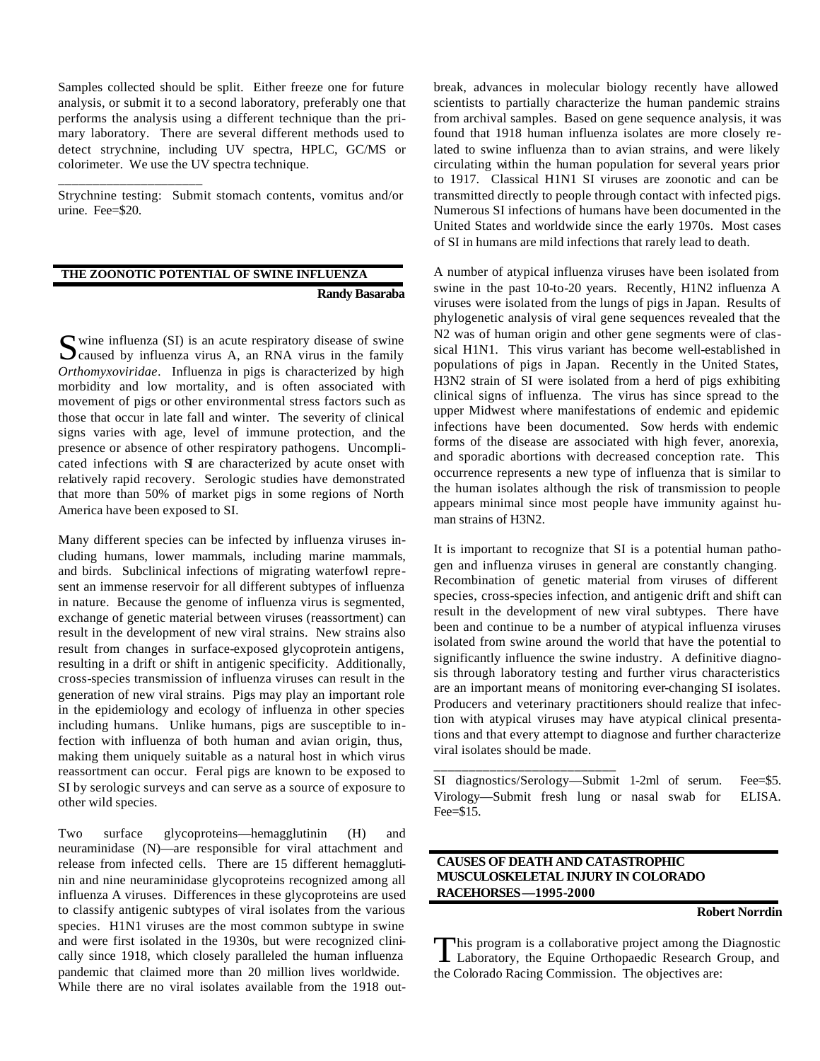Samples collected should be split. Either freeze one for future analysis, or submit it to a second laboratory, preferably one that performs the analysis using a different technique than the primary laboratory. There are several different methods used to detect strychnine, including UV spectra, HPLC, GC/MS or colorimeter. We use the UV spectra technique.

______________________

Strychnine testing: Submit stomach contents, vomitus and/or urine. Fee=$20.

## THE ZOONOTIC POTENTIAL OF SWINE INFLUENZA

**Randy Basaraba**

Swine influenza (SI) is an acute respiratory disease of swine caused by influenza virus A, an RNA virus in the family *Orthomyxoviridae*. Influenza in pigs is characterized by high morbidity and low mortality, and is often associated with movement of pigs or other environmental stress factors such as those that occur in late fall and winter. The severity of clinical signs varies with age, level of immune protection, and the presence or absence of other respiratory pathogens. Uncomplicated infections with SI are characterized by acute onset with relatively rapid recovery. Serologic studies have demonstrated that more than 50% of market pigs in some regions of North America have been exposed to SI.

Many different species can be infected by influenza viruses including humans, lower mammals, including marine mammals, and birds. Subclinical infections of migrating waterfowl represent an immense reservoir for all different subtypes of influenza in nature. Because the genome of influenza virus is segmented, exchange of genetic material between viruses (reassortment) can result in the development of new viral strains. New strains also result from changes in surface-exposed glycoprotein antigens, resulting in a drift or shift in antigenic specificity. Additionally, cross-species transmission of influenza viruses can result in the generation of new viral strains. Pigs may play an important role in the epidemiology and ecology of influenza in other species including humans. Unlike humans, pigs are susceptible to infection with influenza of both human and avian origin, thus, making them uniquely suitable as a natural host in which virus reassortment can occur. Feral pigs are known to be exposed to SI by serologic surveys and can serve as a source of exposure to other wild species.

Two surface glycoproteins—hemagglutinin (H) and neuraminidase (N)—are responsible for viral attachment and release from infected cells. There are 15 different hemagglutinin and nine neuraminidase glycoproteins recognized among all influenza A viruses. Differences in these glycoproteins are used to classify antigenic subtypes of viral isolates from the various species. H1N1 viruses are the most common subtype in swine and were first isolated in the 1930s, but were recognized clinically since 1918, which closely paralleled the human influenza pandemic that claimed more than 20 million lives worldwide. While there are no viral isolates available from the 1918 outbreak, advances in molecular biology recently have allowed scientists to partially characterize the human pandemic strains from archival samples. Based on gene sequence analysis, it was found that 1918 human influenza isolates are more closely related to swine influenza than to avian strains, and were likely circulating within the human population for several years prior to 1917. Classical H1N1 SI viruses are zoonotic and can be transmitted directly to people through contact with infected pigs. Numerous SI infections of humans have been documented in the United States and worldwide since the early 1970s. Most cases of SI in humans are mild infections that rarely lead to death.

A number of atypical influenza viruses have been isolated from swine in the past 10-to-20 years. Recently, H1N2 influenza A viruses were isolated from the lungs of pigs in Japan. Results of phylogenetic analysis of viral gene sequences revealed that the N2 was of human origin and other gene segments were of classical H1N1. This virus variant has become well-established in populations of pigs in Japan. Recently in the United States, H3N2 strain of SI were isolated from a herd of pigs exhibiting clinical signs of influenza. The virus has since spread to the upper Midwest where manifestations of endemic and epidemic infections have been documented. Sow herds with endemic forms of the disease are associated with high fever, anorexia, and sporadic abortions with decreased conception rate. This occurrence represents a new type of influenza that is similar to the human isolates although the risk of transmission to people appears minimal since most people have immunity against human strains of H3N2.

It is important to recognize that SI is a potential human pathogen and influenza viruses in general are constantly changing. Recombination of genetic material from viruses of different species, cross-species infection, and antigenic drift and shift can result in the development of new viral subtypes. There have been and continue to be a number of atypical influenza viruses isolated from swine around the world that have the potential to significantly influence the swine industry. A definitive diagnosis through laboratory testing and further virus characteristics are an important means of monitoring ever-changing SI isolates. Producers and veterinary practitioners should realize that infection with atypical viruses may have atypical clinical presentations and that every attempt to diagnose and further characterize viral isolates should be made.

______________________

SI diagnostics/Serology—Submit 1-2ml of serum. Fee=$5.
Virology—Submit fresh lung or nasal swab for ELISA. Fee=$15.

## CAUSES OF DEATH AND CATASTROPHIC MUSCULOSKELETAL INJURY IN COLORADO RACEHORSES—1995-2000

**Robert Norrdin**

This program is a collaborative project among the Diagnostic Laboratory, the Equine Orthopaedic Research Group, and the Colorado Racing Commission. The objectives are: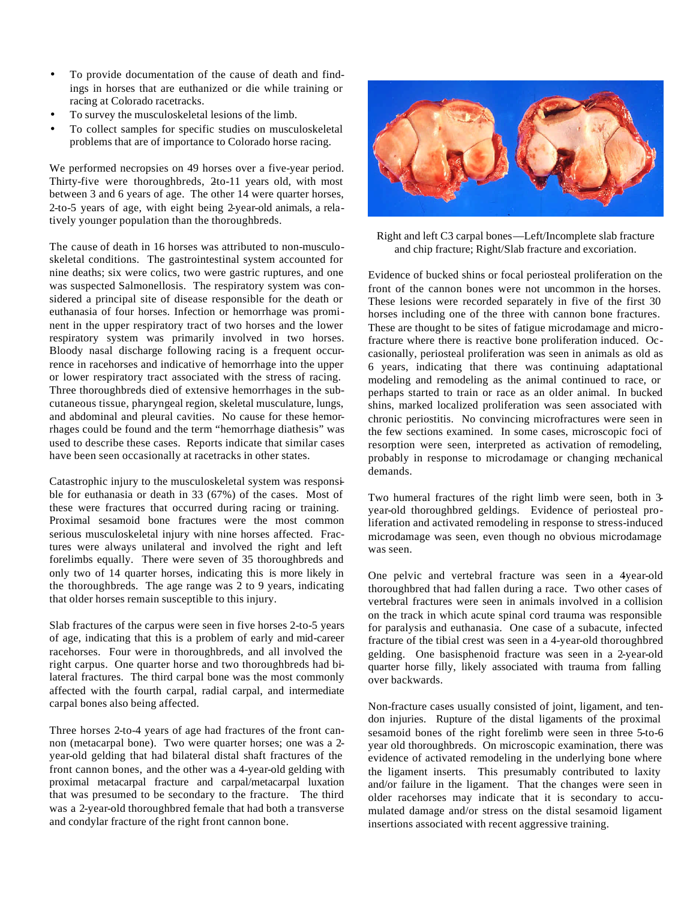- To provide documentation of the cause of death and findings in horses that are euthanized or die while training or racing at Colorado racetracks.
- To survey the musculoskeletal lesions of the limb.
- To collect samples for specific studies on musculoskeletal problems that are of importance to Colorado horse racing.

We performed necropsies on 49 horses over a five-year period. Thirty-five were thoroughbreds, 2-to-11 years old, with most between 3 and 6 years of age. The other 14 were quarter horses, 2-to-5 years of age, with eight being 2-year-old animals, a relatively younger population than the thoroughbreds.

The cause of death in 16 horses was attributed to non-musculoskeletal conditions. The gastrointestinal system accounted for nine deaths; six were colics, two were gastric ruptures, and one was suspected Salmonellosis. The respiratory system was considered a principal site of disease responsible for the death or euthanasia of four horses. Infection or hemorrhage was prominent in the upper respiratory tract of two horses and the lower respiratory system was primarily involved in two horses. Bloody nasal discharge following racing is a frequent occurrence in racehorses and indicative of hemorrhage into the upper or lower respiratory tract associated with the stress of racing. Three thoroughbreds died of extensive hemorrhages in the subcutaneous tissue, pharyngeal region, skeletal musculature, lungs, and abdominal and pleural cavities. No cause for these hemorrhages could be found and the term "hemorrhage diathesis" was used to describe these cases. Reports indicate that similar cases have been seen occasionally at racetracks in other states.

Catastrophic injury to the musculoskeletal system was responsible for euthanasia or death in 33 (67%) of the cases. Most of these were fractures that occurred during racing or training. Proximal sesamoid bone fractures were the most common serious musculoskeletal injury with nine horses affected. Fractures were always unilateral and involved the right and left forelimbs equally. There were seven of 35 thoroughbreds and only two of 14 quarter horses, indicating this is more likely in the thoroughbreds. The age range was 2 to 9 years, indicating that older horses remain susceptible to this injury.

Slab fractures of the carpus were seen in five horses 2-to-5 years of age, indicating that this is a problem of early and mid-career racehorses. Four were in thoroughbreds, and all involved the right carpus. One quarter horse and two thoroughbreds had bilateral fractures. The third carpal bone was the most commonly affected with the fourth carpal, radial carpal, and intermediate carpal bones also being affected.

Three horses 2-to-4 years of age had fractures of the front cannon (metacarpal bone). Two were quarter horses; one was a 2-year-old gelding that had bilateral distal shaft fractures of the front cannon bones, and the other was a 4-year-old gelding with proximal metacarpal fracture and carpal/metacarpal luxation that was presumed to be secondary to the fracture. The third was a 2-year-old thoroughbred female that had both a transverse and condylar fracture of the right front cannon bone.

Right and left C3 carpal bones—Left/Incomplete slab fracture and chip fracture; Right/Slab fracture and excoriation.

Evidence of bucked shins or focal periosteal proliferation on the front of the cannon bones were not uncommon in the horses. These lesions were recorded separately in five of the first 30 horses including one of the three with cannon bone fractures. These are thought to be sites of fatigue microdamage and microfracture where there is reactive bone proliferation induced. Occasionally, periosteal proliferation was seen in animals as old as 6 years, indicating that there was continuing adaptational modeling and remodeling as the animal continued to race, or perhaps started to train or race as an older animal. In bucked shins, marked localized proliferation was seen associated with chronic periostitis. No convincing microfractures were seen in the few sections examined. In some cases, microscopic foci of resorption were seen, interpreted as activation of remodeling, probably in response to microdamage or changing mechanical demands.

Two humeral fractures of the right limb were seen, both in 3-year-old thoroughbred geldings. Evidence of periosteal proliferation and activated remodeling in response to stress-induced microdamage was seen, even though no obvious microdamage was seen.

One pelvic and vertebral fracture was seen in a 4-year-old thoroughbred that had fallen during a race. Two other cases of vertebral fractures were seen in animals involved in a collision on the track in which acute spinal cord trauma was responsible for paralysis and euthanasia. One case of a subacute, infected fracture of the tibial crest was seen in a 4-year-old thoroughbred gelding. One basisphenoid fracture was seen in a 2-year-old quarter horse filly, likely associated with trauma from falling over backwards.

Non-fracture cases usually consisted of joint, ligament, and tendon injuries. Rupture of the distal ligaments of the proximal sesamoid bones of the right forelimb were seen in three 5-to-6 year old thoroughbreds. On microscopic examination, there was evidence of activated remodeling in the underlying bone where the ligament inserts. This presumably contributed to laxity and/or failure in the ligament. That the changes were seen in older racehorses may indicate that it is secondary to accumulated damage and/or stress on the distal sesamoid ligament insertions associated with recent aggressive training.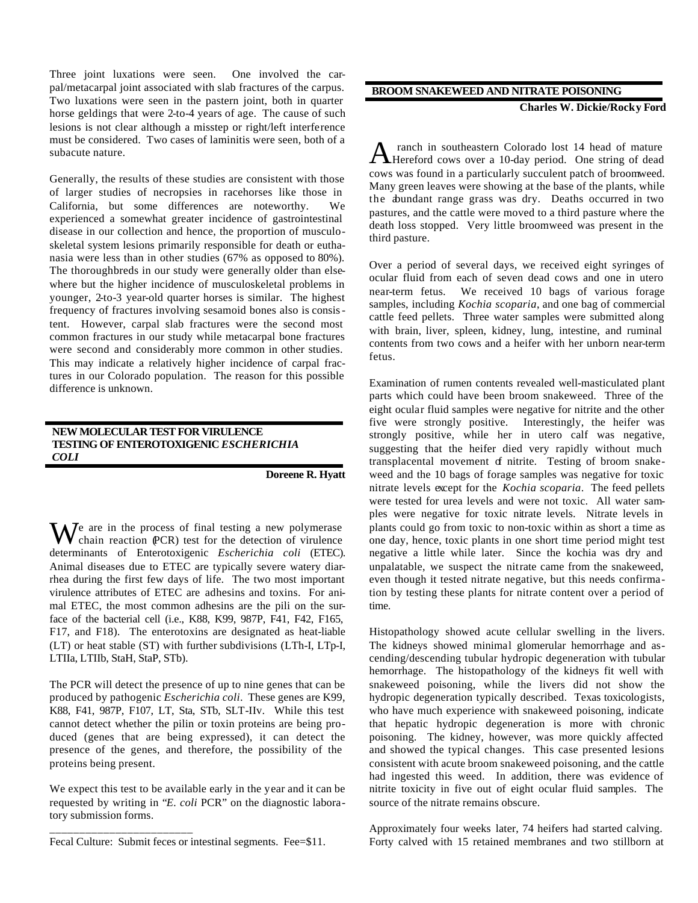Three joint luxations were seen. One involved the carpal/metacarpal joint associated with slab fractures of the carpus. Two luxations were seen in the pastern joint, both in quarter horse geldings that were 2-to-4 years of age. The cause of such lesions is not clear although a misstep or right/left interference must be considered. Two cases of laminitis were seen, both of a subacute nature.

Generally, the results of these studies are consistent with those of larger studies of necropsies in racehorses like those in California, but some differences are noteworthy. We experienced a somewhat greater incidence of gastrointestinal disease in our collection and hence, the proportion of musculoskeletal system lesions primarily responsible for death or euthanasia were less than in other studies (67% as opposed to 80%). The thoroughbreds in our study were generally older than elsewhere but the higher incidence of musculoskeletal problems in younger, 2-to-3 year-old quarter horses is similar. The highest frequency of fractures involving sesamoid bones also is consistent. However, carpal slab fractures were the second most common fractures in our study while metacarpal bone fractures were second and considerably more common in other studies. This may indicate a relatively higher incidence of carpal fractures in our Colorado population. The reason for this possible difference is unknown.

## NEW MOLECULAR TEST FOR VIRULENCE TESTING OF ENTEROTOXIGENIC *ESCHERICHIA COLI*

**Doreene R. Hyatt**

We are in the process of final testing a new polymerase chain reaction (PCR) test for the detection of virulence determinants of Enterotoxigenic *Escherichia coli* (ETEC). Animal diseases due to ETEC are typically severe watery diarrhea during the first few days of life. The two most important virulence attributes of ETEC are adhesins and toxins. For animal ETEC, the most common adhesins are the pili on the surface of the bacterial cell (i.e., K88, K99, 987P, F41, F42, F165, F17, and F18). The enterotoxins are designated as heat-liable (LT) or heat stable (ST) with further subdivisions (LTh-I, LTp-I, LTIIa, LTIIb, StaH, StaP, STb).

The PCR will detect the presence of up to nine genes that can be produced by pathogenic *Escherichia coli*. These genes are K99, K88, F41, 987P, F107, LT, Sta, STb, SLT-IIv. While this test cannot detect whether the pilin or toxin proteins are being produced (genes that are being expressed), it can detect the presence of the genes, and therefore, the possibility of the proteins being present.

We expect this test to be available early in the year and it can be requested by writing in "*E. coli* PCR" on the diagnostic laboratory submission forms.

---

Fecal Culture: Submit feces or intestinal segments. Fee=$11.

## BROOM SNAKEWEED AND NITRATE POISONING

**Charles W. Dickie/Rocky Ford**

A ranch in southeastern Colorado lost 14 head of mature Hereford cows over a 10-day period. One string of dead cows was found in a particularly succulent patch of broomweed. Many green leaves were showing at the base of the plants, while the abundant range grass was dry. Deaths occurred in two pastures, and the cattle were moved to a third pasture where the death loss stopped. Very little broomweed was present in the third pasture.

Over a period of several days, we received eight syringes of ocular fluid from each of seven dead cows and one in utero near-term fetus. We received 10 bags of various forage samples, including *Kochia scoparia,* and one bag of commercial cattle feed pellets. Three water samples were submitted along with brain, liver, spleen, kidney, lung, intestine, and ruminal contents from two cows and a heifer with her unborn near-term fetus.

Examination of rumen contents revealed well-masticulated plant parts which could have been broom snakeweed. Three of the eight ocular fluid samples were negative for nitrite and the other five were strongly positive. Interestingly, the heifer was strongly positive, while her in utero calf was negative, suggesting that the heifer died very rapidly without much transplacental movement of nitrite. Testing of broom snakeweed and the 10 bags of forage samples was negative for toxic nitrate levels except for the *Kochia scoparia*. The feed pellets were tested for urea levels and were not toxic. All water samples were negative for toxic nitrate levels. Nitrate levels in plants could go from toxic to non-toxic within as short a time as one day, hence, toxic plants in one short time period might test negative a little while later. Since the kochia was dry and unpalatable, we suspect the nitrate came from the snakeweed, even though it tested nitrate negative, but this needs confirmation by testing these plants for nitrate content over a period of time.

Histopathology showed acute cellular swelling in the livers. The kidneys showed minimal glomerular hemorrhage and ascending/descending tubular hydropic degeneration with tubular hemorrhage. The histopathology of the kidneys fit well with snakeweed poisoning, while the livers did not show the hydropic degeneration typically described. Texas toxicologists, who have much experience with snakeweed poisoning, indicate that hepatic hydropic degeneration is more with chronic poisoning. The kidney, however, was more quickly affected and showed the typical changes. This case presented lesions consistent with acute broom snakeweed poisoning, and the cattle had ingested this weed. In addition, there was evidence of nitrite toxicity in five out of eight ocular fluid samples. The source of the nitrate remains obscure.

Approximately four weeks later, 74 heifers had started calving. Forty calved with 15 retained membranes and two stillborn at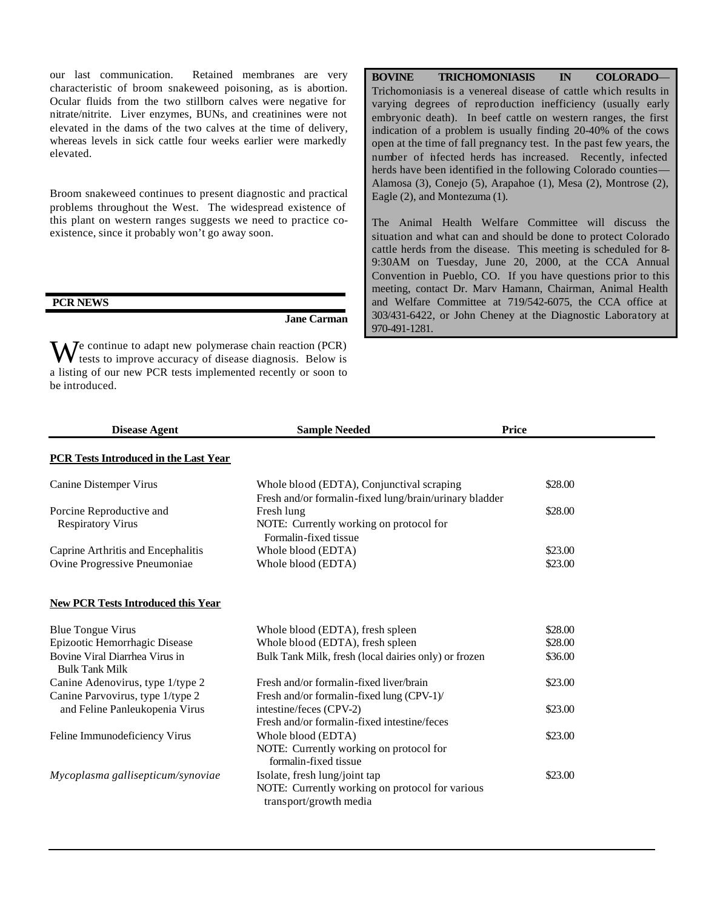our last communication. Retained membranes are very characteristic of broom snakeweed poisoning, as is abortion. Ocular fluids from the two stillborn calves were negative for nitrate/nitrite. Liver enzymes, BUNs, and creatinines were not elevated in the dams of the two calves at the time of delivery, whereas levels in sick cattle four weeks earlier were markedly elevated.

Broom snakeweed continues to present diagnostic and practical problems throughout the West. The widespread existence of this plant on western ranges suggests we need to practice co-existence, since it probably won't go away soon.

## PCR NEWS

**Jane Carman**

We continue to adapt new polymerase chain reaction (PCR) tests to improve accuracy of disease diagnosis. Below is a listing of our new PCR tests implemented recently or soon to be introduced.

**BOVINE TRICHOMONIASIS IN COLORADO**— Trichomoniasis is a venereal disease of cattle which results in varying degrees of reproduction inefficiency (usually early embryonic death). In beef cattle on western ranges, the first indication of a problem is usually finding 20-40% of the cows open at the time of fall pregnancy test. In the past few years, the number of infected herds has increased. Recently, infected herds have been identified in the following Colorado counties—Alamosa (3), Conejo (5), Arapahoe (1), Mesa (2), Montrose (2), Eagle (2), and Montezuma (1).

The Animal Health Welfare Committee will discuss the situation and what can and should be done to protect Colorado cattle herds from the disease. This meeting is scheduled for 8-9:30AM on Tuesday, June 20, 2000, at the CCA Annual Convention in Pueblo, CO. If you have questions prior to this meeting, contact Dr. Marv Hamann, Chairman, Animal Health and Welfare Committee at 719/542-6075, the CCA office at 303/431-6422, or John Cheney at the Diagnostic Laboratory at 970-491-1281.

| Disease Agent | Sample Needed | Price |
|---|---|---|
| **PCR Tests Introduced in the Last Year** | | |
| Canine Distemper Virus | Whole blood (EDTA), Conjunctival scraping<br>Fresh and/or formalin-fixed lung/brain/urinary bladder | $28.00 |
| Porcine Reproductive and Respiratory Virus | Fresh lung<br>NOTE: Currently working on protocol for Formalin-fixed tissue | $28.00 |
| Caprine Arthritis and Encephalitis | Whole blood (EDTA) | $23.00 |
| Ovine Progressive Pneumoniae | Whole blood (EDTA) | $23.00 |
| **New PCR Tests Introduced this Year** | | |
| Blue Tongue Virus | Whole blood (EDTA), fresh spleen | $28.00 |
| Epizootic Hemorrhagic Disease | Whole blood (EDTA), fresh spleen | $28.00 |
| Bovine Viral Diarrhea Virus in Bulk Tank Milk | Bulk Tank Milk, fresh (local dairies only) or frozen | $36.00 |
| Canine Adenovirus, type 1/type 2 | Fresh and/or formalin-fixed liver/brain | $23.00 |
| Canine Parvovirus, type 1/type 2 and Feline Panleukopenia Virus | Fresh and/or formalin-fixed lung (CPV-1)/ intestine/feces (CPV-2)<br>Fresh and/or formalin-fixed intestine/feces | $23.00 |
| Feline Immunodeficiency Virus | Whole blood (EDTA)<br>NOTE: Currently working on protocol for formalin-fixed tissue | $23.00 |
| *Mycoplasma gallisepticum/synoviae* | Isolate, fresh lung/joint tap<br>NOTE: Currently working on protocol for various transport/growth media | $23.00 |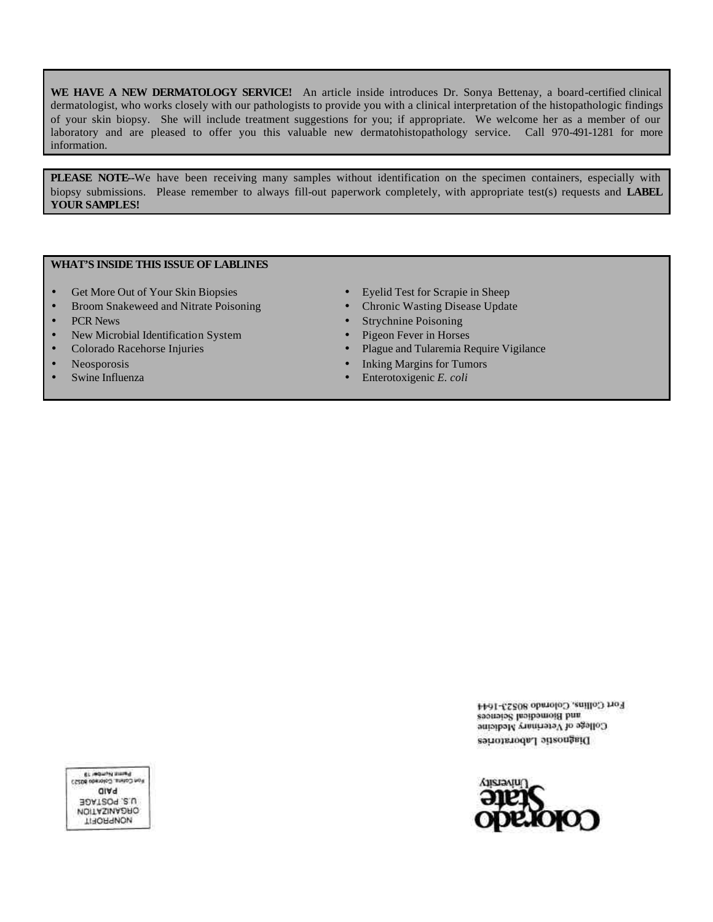**WE HAVE A NEW DERMATOLOGY SERVICE!** An article inside introduces Dr. Sonya Bettenay, a board-certified clinical dermatologist, who works closely with our pathologists to provide you with a clinical interpretation of the histopathologic findings of your skin biopsy. She will include treatment suggestions for you; if appropriate. We welcome her as a member of our laboratory and are pleased to offer you this valuable new dermatohistopathology service. Call 970-491-1281 for more information.

**PLEASE NOTE--**We have been receiving many samples without identification on the specimen containers, especially with biopsy submissions. Please remember to always fill-out paperwork completely, with appropriate test(s) requests and **LABEL YOUR SAMPLES!**

**WHAT'S INSIDE THIS ISSUE OF LABLINES**

- Get More Out of Your Skin Biopsies
- Broom Snakeweed and Nitrate Poisoning
- PCR News
- New Microbial Identification System
- Colorado Racehorse Injuries
- Neosporosis
- Swine Influenza
- Eyelid Test for Scrapie in Sheep
- Chronic Wasting Disease Update
- Strychnine Poisoning
- Pigeon Fever in Horses
- Plague and Tularemia Require Vigilance
- Inking Margins for Tumors
- Enterotoxigenic *E. coli*

Colorado State University

Diagnostic Laboratories
College of Veterinary Medicine and Biomedical Sciences
Fort Collins, Colorado 80523-1644

NONPROFIT
ORGANIZATION
U.S. POSTAGE
PAID
Fort Collins, Colorado 80523
Permit Number 19